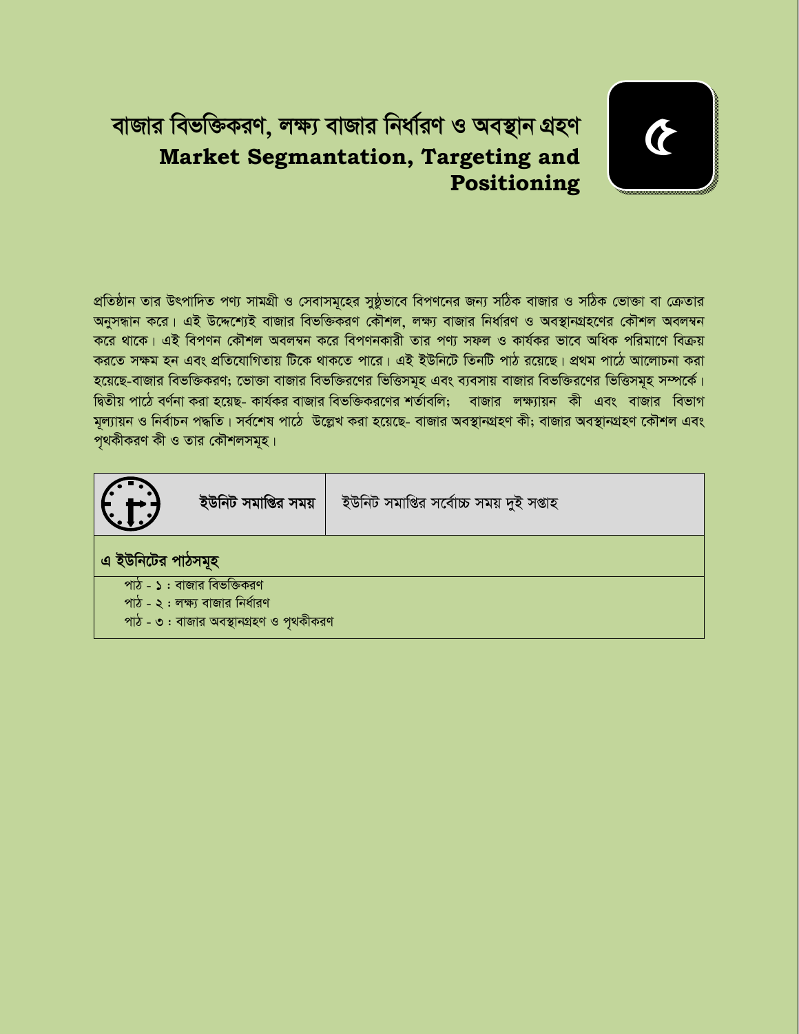# বাজার বিভক্তিকরণ, লক্ষ্য বাজার নির্ধারণ ও অবস্থান গ্রহণ
## Market Segmantation, Targeting and Positioning

৫

প্রতিষ্ঠান তার উৎপাদিত পণ্য সামগ্রী ও সেবাসমূহের সুষ্ঠুভাবে বিপণনের জন্য সঠিক বাজার ও সঠিক ভোক্তা বা ক্রেতার অনুসন্ধান করে। এই উদ্দেশ্যেই বাজার বিভক্তিকরণ কৌশল, লক্ষ্য বাজার নির্ধারণ ও অবস্থানগ্রহণের কৌশল অবলম্বন করে থাকে। এই বিপণন কৌশল অবলম্বন করে বিপণনকারী তার পণ্য সফল ও কার্যকর ভাবে অধিক পরিমাণে বিক্রয় করতে সক্ষম হন এবং প্রতিযোগিতায় টিকে থাকতে পারে। এই ইউনিটে তিনটি পাঠ রয়েছে। প্রথম পাঠে আলোচনা করা হয়েছে-বাজার বিভক্তিকরণ; ভোক্তা বাজার বিভক্তিরণের ভিত্তিসমূহ এবং ব্যবসায় বাজার বিভক্তিরণের ভিত্তিসমূহ সম্পর্কে। দ্বিতীয় পাঠে বর্ণনা করা হয়েছ- কার্যকর বাজার বিভক্তিকরণের শর্তাবলি; বাজার লক্ষ্যায়ন কী এবং বাজার বিভাগ মূল্যায়ন ও নির্বাচন পদ্ধতি। সর্বশেষ পাঠে উল্লেখ করা হয়েছে- বাজার অবস্থানগ্রহণ কী; বাজার অবস্থানগ্রহণ কৌশল এবং পৃথকীকরণ কী ও তার কৌশলসমূহ।

| **ইউনিট সমাপ্তির সময়** | ইউনিট সমাপ্তির সর্বোচ্চ সময় দুই সপ্তাহ |
|---|---|

**এ ইউনিটের পাঠসমূহ**

- পাঠ - ১ : বাজার বিভক্তিকরণ
- পাঠ - ২ : লক্ষ্য বাজার নির্ধারণ
- পাঠ - ৩ : বাজার অবস্থানগ্রহণ ও পৃথকীকরণ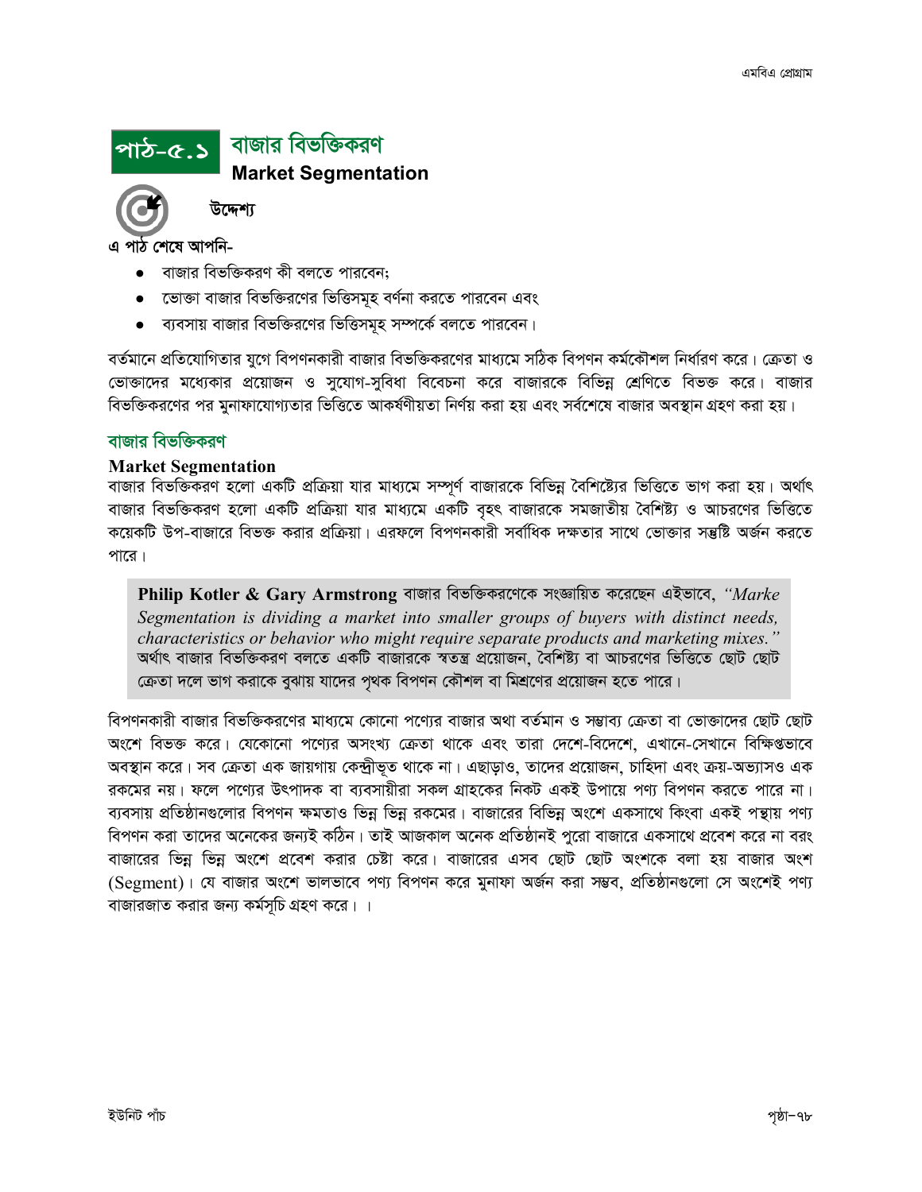# পাঠ-৫.১ বাজার বিভক্তিকরণ

## Market Segmentation

### উদ্দেশ্য

এ পাঠ শেষে আপনি-

- বাজার বিভক্তিকরণ কী বলতে পারবেন;
- ভোক্তা বাজার বিভক্তিরণের ভিত্তিসমূহ বর্ণনা করতে পারবেন এবং
- ব্যবসায় বাজার বিভক্তিরণের ভিত্তিসমূহ সম্পর্কে বলতে পারবেন।

বর্তমানে প্রতিযোগিতার যুগে বিপণনকারী বাজার বিভক্তিকরণের মাধ্যমে সঠিক বিপণন কর্মকৌশল নির্ধারণ করে। ক্রেতা ও ভোক্তাদের মধ্যেকার প্রয়োজন ও সুযোগ-সুবিধা বিবেচনা করে বাজারকে বিভিন্ন শ্রেণিতে বিভক্ত করে। বাজার বিভক্তিকরণের পর মুনাফাযোগ্যতার ভিত্তিতে আকর্ষণীয়তা নির্ণয় করা হয় এবং সর্বশেষে বাজার অবস্থান গ্রহণ করা হয়।

## বাজার বিভক্তিকরণ

### Market Segmentation

বাজার বিভক্তিকরণ হলো একটি প্রক্রিয়া যার মাধ্যমে সম্পূর্ণ বাজারকে বিভিন্ন বৈশিষ্ট্যের ভিত্তিতে ভাগ করা হয়। অর্থাৎ বাজার বিভক্তিকরণ হলো একটি প্রক্রিয়া যার মাধ্যমে একটি বৃহৎ বাজারকে সমজাতীয় বৈশিষ্ট্য ও আচরণের ভিত্তিতে কয়েকটি উপ-বাজারে বিভক্ত করার প্রক্রিয়া। এরফলে বিপণনকারী সর্বাধিক দক্ষতার সাথে ভোক্তার সন্তুষ্টি অর্জন করতে পারে।

> **Philip Kotler & Gary Armstrong** বাজার বিভক্তিকরণেকে সংজ্ঞায়িত করেছেন এইভাবে, *"Marke Segmentation is dividing a market into smaller groups of buyers with distinct needs, characteristics or behavior who might require separate products and marketing mixes."* অর্থাৎ বাজার বিভক্তিকরণ বলতে একটি বাজারকে স্বতন্ত্র প্রয়োজন, বৈশিষ্ট্য বা আচরণের ভিত্তিতে ছোট ছোট ক্রেতা দলে ভাগ করাকে বুঝায় যাদের পৃথক বিপণন কৌশল বা মিশ্রণের প্রয়োজন হতে পারে।

বিপণনকারী বাজার বিভক্তিকরণের মাধ্যমে কোনো পণ্যের বাজার অথা বর্তমান ও সম্ভাব্য ক্রেতা বা ভোক্তাদের ছোট ছোট অংশে বিভক্ত করে। যেকোনো পণ্যের অসংখ্য ক্রেতা থাকে এবং তারা দেশে-বিদেশে, এখানে-সেখানে বিক্ষিপ্তভাবে অবস্থান করে। সব ক্রেতা এক জায়গায় কেন্দ্রীভূত থাকে না। এছাড়াও, তাদের প্রয়োজন, চাহিদা এবং ক্রয়-অভ্যাসও এক রকমের নয়। ফলে পণ্যের উৎপাদক বা ব্যবসায়ীরা সকল গ্রাহকের নিকট একই উপায়ে পণ্য বিপণন করতে পারে না। ব্যবসায় প্রতিষ্ঠানগুলোর বিপণন ক্ষমতাও ভিন্ন ভিন্ন রকমের। বাজারের বিভিন্ন অংশে একসাথে কিংবা একই পন্থায় পণ্য বিপণন করা তাদের অনেকের জন্যই কঠিন। তাই আজকাল অনেক প্রতিষ্ঠানই পুরো বাজারে একসাথে প্রবেশ করে না বরং বাজারের ভিন্ন ভিন্ন অংশে প্রবেশ করার চেষ্টা করে। বাজারের এসব ছোট ছোট অংশকে বলা হয় বাজার অংশ (Segment)। যে বাজার অংশে ভালভাবে পণ্য বিপণন করে মুনাফা অর্জন করা সম্ভব, প্রতিষ্ঠানগুলো সে অংশেই পণ্য বাজারজাত করার জন্য কর্মসূচি গ্রহণ করে। ।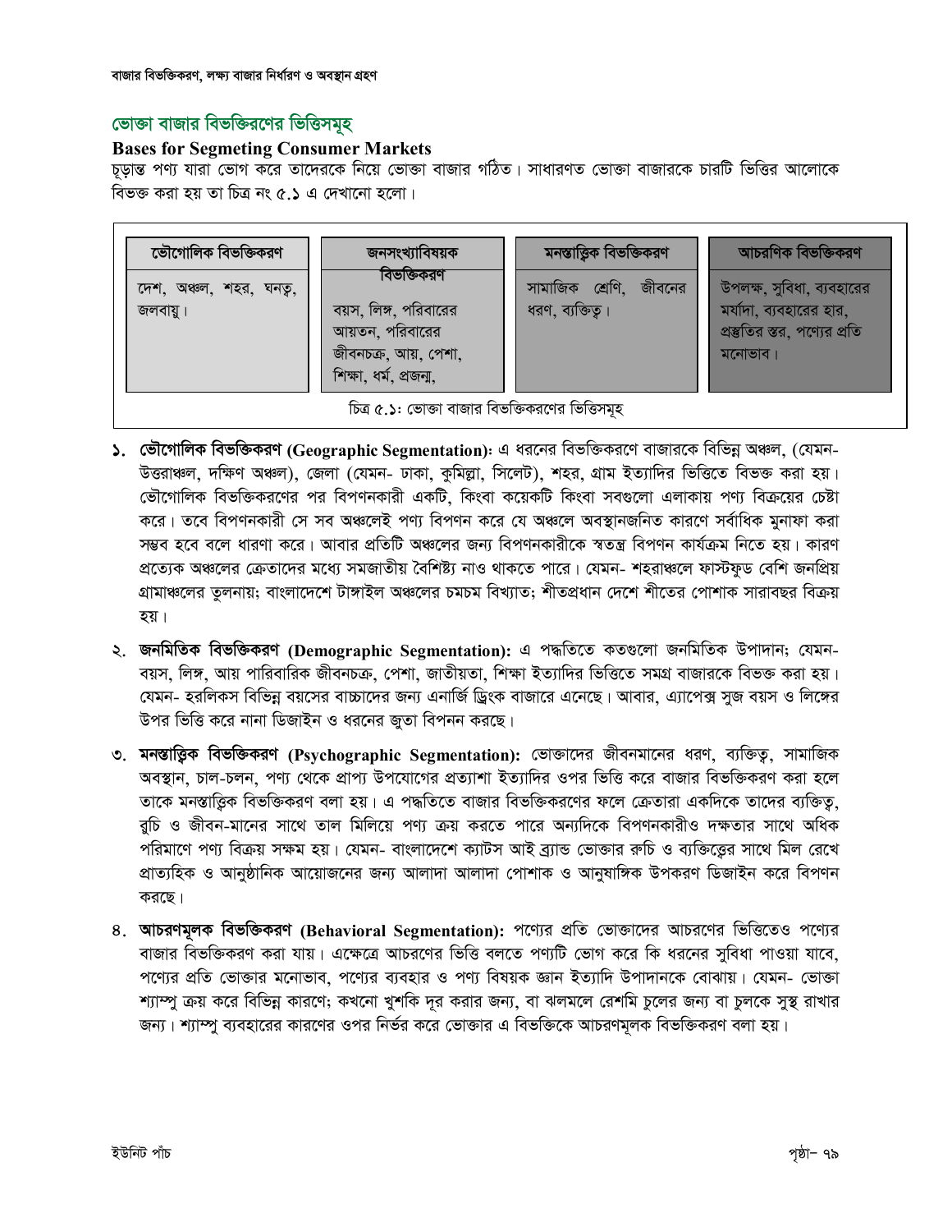## ভোক্তা বাজার বিভক্তিরণের ভিত্তিসমূহ

**Bases for Segmeting Consumer Markets**

চূড়ান্ত পণ্য যারা ভোগ করে তাদেরকে নিয়ে ভোক্তা বাজার গঠিত। সাধারণত ভোক্তা বাজারকে চারটি ভিত্তির আলোকে বিভক্ত করা হয় তা চিত্র নং ৫.১ এ দেখানো হলো।

| ভৌগোলিক বিভক্তিকরণ | জনসংখ্যাবিষয়ক বিভক্তিকরণ | মনস্তাত্ত্বিক বিভক্তিকরণ | আচরণিক বিভক্তিকরণ |
|---|---|---|---|
| দেশ, অঞ্চল, শহর, ঘনত্ব, জলবায়ু। | বয়স, লিঙ্গ, পরিবারের আয়তন, পরিবারের জীবনচক্র, আয়, পেশা, শিক্ষা, ধর্ম, প্রজন্ম, | সামাজিক শ্রেণি, জীবনের ধরণ, ব্যক্তিত্ব। | উপলক্ষ, সুবিধা, ব্যবহারের মর্যাদা, ব্যবহারের হার, প্রস্তুতির স্তর, পণ্যের প্রতি মনোভাব। |

চিত্র ৫.১: ভোক্তা বাজার বিভক্তিকরণের ভিত্তিসমূহ

১. **ভৌগোলিক বিভক্তিকরণ (Geographic Segmentation)**: এ ধরনের বিভক্তিকরণে বাজারকে বিভিন্ন অঞ্চল, (যেমন- উত্তরাঞ্চল, দক্ষিণ অঞ্চল), জেলা (যেমন- ঢাকা, কুমিল্লা, সিলেট), শহর, গ্রাম ইত্যাদির ভিত্তিতে বিভক্ত করা হয়। ভৌগোলিক বিভক্তিকরণের পর বিপণনকারী একটি, কিংবা কয়েকটি কিংবা সবগুলো এলাকায় পণ্য বিক্রয়ের চেষ্টা করে। তবে বিপণনকারী সে সব অঞ্চলেই পণ্য বিপণন করে যে অঞ্চলে অবস্থানজনিত কারণে সর্বাধিক মুনাফা করা সম্ভব হবে বলে ধারণা করে। আবার প্রতিটি অঞ্চলের জন্য বিপণনকারীকে স্বতন্ত্র বিপণন কার্যক্রম নিতে হয়। কারণ প্রত্যেক অঞ্চলের ক্রেতাদের মধ্যে সমজাতীয় বৈশিষ্ট্য নাও থাকতে পারে। যেমন- শহরাঞ্চলে ফাস্টফুড বেশি জনপ্রিয় গ্রামাঞ্চলের তুলনায়; বাংলাদেশে টাঙ্গাইল অঞ্চলের চমচম বিখ্যাত; শীতপ্রধান দেশে শীতের পোশাক সারাবছর বিক্রয় হয়।

২. **জনমিতিক বিভক্তিকরণ (Demographic Segmentation):** এ পদ্ধতিতে কতগুলো জনমিতিক উপাদান; যেমন- বয়স, লিঙ্গ, আয় পারিবারিক জীবনচক্র, পেশা, জাতীয়তা, শিক্ষা ইত্যাদির ভিত্তিতে সমগ্র বাজারকে বিভক্ত করা হয়। যেমন- হরলিকস বিভিন্ন বয়সের বাচ্চাদের জন্য এনার্জি ড্রিংক বাজারে এনেছে। আবার, এ্যাপেক্স সুজ বয়স ও লিঙ্গের উপর ভিত্তি করে নানা ডিজাইন ও ধরনের জুতা বিপনন করছে।

৩. **মনস্তাত্ত্বিক বিভক্তিকরণ (Psychographic Segmentation):** ভোক্তাদের জীবনমানের ধরণ, ব্যক্তিত্ব, সামাজিক অবস্থান, চাল-চলন, পণ্য থেকে প্রাপ্য উপযোগের প্রত্যাশা ইত্যাদির ওপর ভিত্তি করে বাজার বিভক্তিকরণ করা হলে তাকে মনস্তাত্ত্বিক বিভক্তিকরণ বলা হয়। এ পদ্ধতিতে বাজার বিভক্তিকরণের ফলে ক্রেতারা একদিকে তাদের ব্যক্তিত্ব, রুচি ও জীবন-মানের সাথে তাল মিলিয়ে পণ্য ক্রয় করতে পারে অন্যদিকে বিপণনকারীও দক্ষতার সাথে অধিক পরিমাণে পণ্য বিক্রয় সক্ষম হয়। যেমন- বাংলাদেশে ক্যাটস আই ব্র্যান্ড ভোক্তার রুচি ও ব্যক্তিত্বের সাথে মিল রেখে প্রাত্যহিক ও আনুষ্ঠানিক আয়োজনের জন্য আলাদা আলাদা পোশাক ও আনুষাঙ্গিক উপকরণ ডিজাইন করে বিপণন করছে।

৪. **আচরণমূলক বিভক্তিকরণ (Behavioral Segmentation):** পণ্যের প্রতি ভোক্তাদের আচরণের ভিত্তিতেও পণ্যের বাজার বিভক্তিকরণ করা যায়। এক্ষেত্রে আচরণের ভিত্তি বলতে পণ্যটি ভোগ করে কি ধরনের সুবিধা পাওয়া যাবে, পণ্যের প্রতি ভোক্তার মনোভাব, পণ্যের ব্যবহার ও পণ্য বিষয়ক জ্ঞান ইত্যাদি উপাদানকে বোঝায়। যেমন- ভোক্তা শ্যাম্পু ক্রয় করে বিভিন্ন কারণে; কখনো খুশকি দূর করার জন্য, বা ঝলমলে রেশমি চুলের জন্য বা চুলকে সুস্থ রাখার জন্য। শ্যাম্পু ব্যবহারের কারণের ওপর নির্ভর করে ভোক্তার এ বিভক্তিকে আচরণমূলক বিভক্তিকরণ বলা হয়।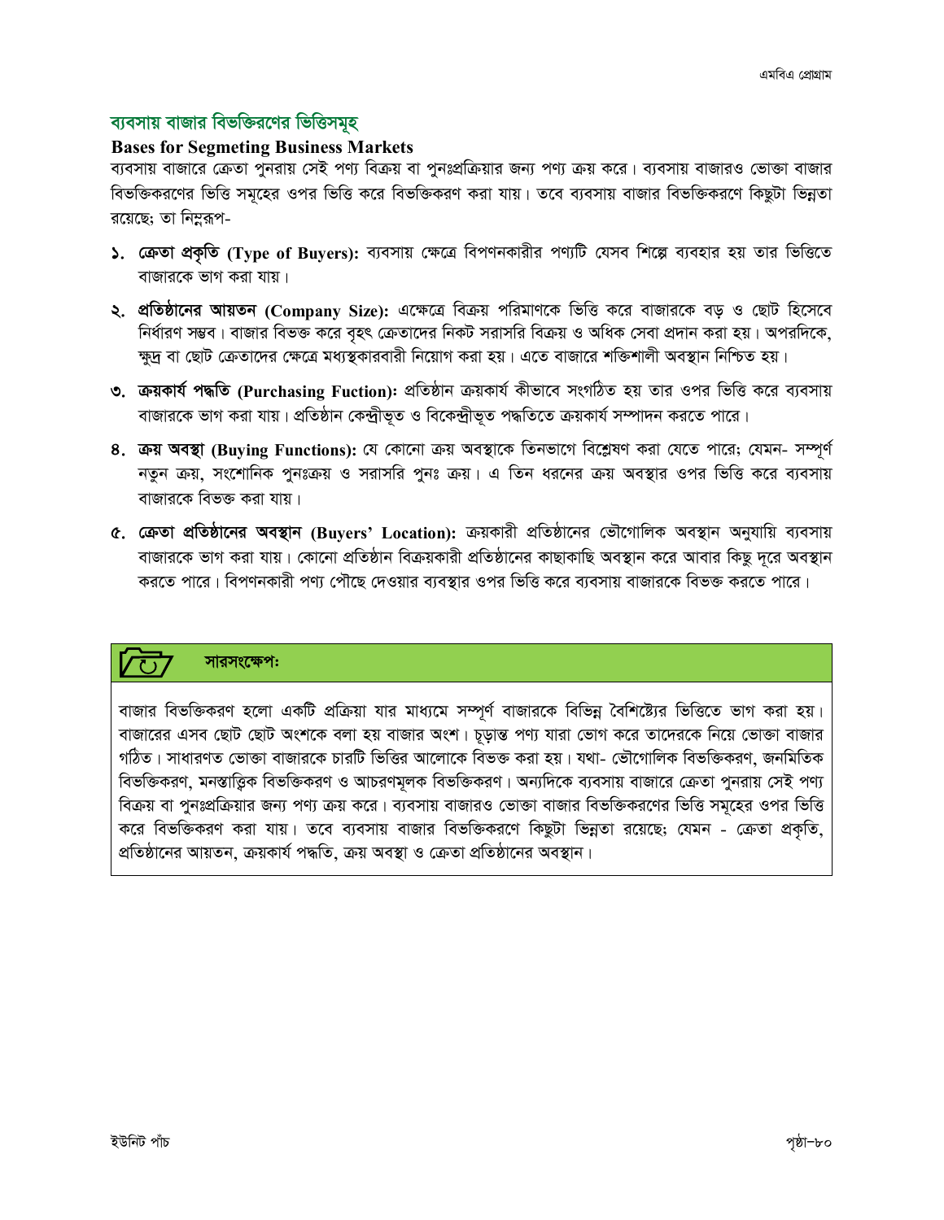## ব্যবসায় বাজার বিভক্তিরণের ভিত্তিসমূহ

### Bases for Segmeting Business Markets

ব্যবসায় বাজারে ক্রেতা পুনরায় সেই পণ্য বিক্রয় বা পুনঃপ্রক্রিয়ার জন্য পণ্য ক্রয় করে। ব্যবসায় বাজারও ভোক্তা বাজার বিভক্তিকরণের ভিত্তি সমূহের ওপর ভিত্তি করে বিভক্তিকরণ করা যায়। তবে ব্যবসায় বাজার বিভক্তিকরণে কিছুটা ভিন্নতা রয়েছে; তা নিম্নরূপ-

১. **ক্রেতা প্রকৃতি (Type of Buyers):** ব্যবসায় ক্ষেত্রে বিপণনকারীর পণ্যটি যেসব শিল্পে ব্যবহার হয় তার ভিত্তিতে বাজারকে ভাগ করা যায়।

২. **প্রতিষ্ঠানের আয়তন (Company Size):** এক্ষেত্রে বিক্রয় পরিমাণকে ভিত্তি করে বাজারকে বড় ও ছোট হিসেবে নির্ধারণ সম্ভব। বাজার বিভক্ত করে বৃহৎ ক্রেতাদের নিকট সরাসরি বিক্রয় ও অধিক সেবা প্রদান করা হয়। অপরদিকে, ক্ষুদ্র বা ছোট ক্রেতাদের ক্ষেত্রে মধ্যস্থকারবারী নিয়োগ করা হয়। এতে বাজারে শক্তিশালী অবস্থান নিশ্চিত হয়।

৩. **ক্রয়কার্য পদ্ধতি (Purchasing Fuction):** প্রতিষ্ঠান ক্রয়কার্য কীভাবে সংগঠিত হয় তার ওপর ভিত্তি করে ব্যবসায় বাজারকে ভাগ করা যায়। প্রতিষ্ঠান কেন্দ্রীভূত ও বিকেন্দ্রীভূত পদ্ধতিতে ক্রয়কার্য সম্পাদন করতে পারে।

৪. **ক্রয় অবস্থা (Buying Functions):** যে কোনো ক্রয় অবস্থাকে তিনভাগে বিশ্লেষণ করা যেতে পারে; যেমন- সম্পূর্ণ নতুন ক্রয়, সংশোনিক পুনঃক্রয় ও সরাসরি পুনঃ ক্রয়। এ তিন ধরনের ক্রয় অবস্থার ওপর ভিত্তি করে ব্যবসায় বাজারকে বিভক্ত করা যায়।

৫. **ক্রেতা প্রতিষ্ঠানের অবস্থান (Buyers' Location):** ক্রয়কারী প্রতিষ্ঠানের ভৌগোলিক অবস্থান অনুযায়ি ব্যবসায় বাজারকে ভাগ করা যায়। কোনো প্রতিষ্ঠান বিক্রয়কারী প্রতিষ্ঠানের কাছাকাছি অবস্থান করে আবার কিছু দূরে অবস্থান করতে পারে। বিপণনকারী পণ্য পৌছে দেওয়ার ব্যবস্থার ওপর ভিত্তি করে ব্যবসায় বাজারকে বিভক্ত করতে পারে।

### সারসংক্ষেপ:

বাজার বিভক্তিকরণ হলো একটি প্রক্রিয়া যার মাধ্যমে সম্পূর্ণ বাজারকে বিভিন্ন বৈশিষ্ট্যের ভিত্তিতে ভাগ করা হয়। বাজারের এসব ছোট ছোট অংশকে বলা হয় বাজার অংশ। চূড়ান্ত পণ্য যারা ভোগ করে তাদেরকে নিয়ে ভোক্তা বাজার গঠিত। সাধারণত ভোক্তা বাজারকে চারটি ভিত্তির আলোকে বিভক্ত করা হয়। যথা- ভৌগোলিক বিভক্তিকরণ, জনমিতিক বিভক্তিকরণ, মনস্তাত্ত্বিক বিভক্তিকরণ ও আচরণমূলক বিভক্তিকরণ। অন্যদিকে ব্যবসায় বাজারে ক্রেতা পুনরায় সেই পণ্য বিক্রয় বা পুনঃপ্রক্রিয়ার জন্য পণ্য ক্রয় করে। ব্যবসায় বাজারও ভোক্তা বাজার বিভক্তিকরণের ভিত্তি সমূহের ওপর ভিত্তি করে বিভক্তিকরণ করা যায়। তবে ব্যবসায় বাজার বিভক্তিকরণে কিছুটা ভিন্নতা রয়েছে; যেমন - ক্রেতা প্রকৃতি, প্রতিষ্ঠানের আয়তন, ক্রয়কার্য পদ্ধতি, ক্রয় অবস্থা ও ক্রেতা প্রতিষ্ঠানের অবস্থান।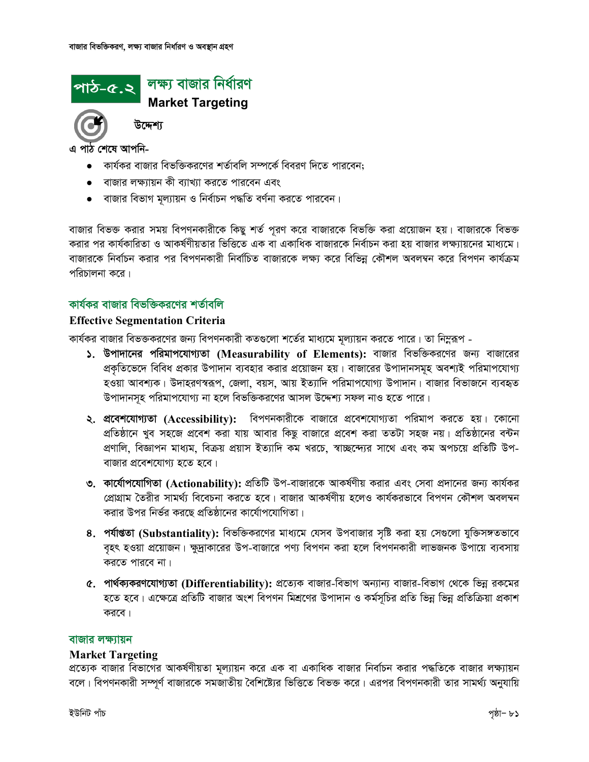# পাঠ-৫.২ লক্ষ্য বাজার নির্ধারণ
## Market Targeting

**উদ্দেশ্য**

এ পাঠ শেষে আপনি-

- কার্যকর বাজার বিভক্তিকরণের শর্তাবলি সম্পর্কে বিবরণ দিতে পারবেন;
- বাজার লক্ষ্যায়ন কী ব্যাখ্যা করতে পারবেন এবং
- বাজার বিভাগ মূল্যায়ন ও নির্বাচন পদ্ধতি বর্ণনা করতে পারবেন।

বাজার বিভক্ত করার সময় বিপণনকারীকে কিছু শর্ত পূরণ করে বাজারকে বিভক্তি করা প্রয়োজন হয়। বাজারকে বিভক্ত করার পর কার্যকারিতা ও আকর্ষণীয়তার ভিত্তিতে এক বা একাধিক বাজারকে নির্বাচন করা হয় বাজার লক্ষ্যায়নের মাধ্যমে। বাজারকে নির্বাচন করার পর বিপণনকারী নির্বাচিত বাজারকে লক্ষ্য করে বিভিন্ন কৌশল অবলম্বন করে বিপণন কার্যক্রম পরিচালনা করে।

## কার্যকর বাজার বিভক্তিকরণের শর্তাবলি
### Effective Segmentation Criteria

কার্যকর বাজার বিভক্তকরণের জন্য বিপণনকারী কতগুলো শর্তের মাধ্যমে মূল্যায়ন করতে পারে। তা নিম্নরূপ -

১. **উপাদানের পরিমাপযোগ্যতা (Measurability of Elements):** বাজার বিভক্তিকরণের জন্য বাজারের প্রকৃতিভেদে বিবিধ প্রকার উপাদান ব্যবহার করার প্রয়োজন হয়। বাজারের উপাদানসমূহ অবশ্যই পরিমাপযোগ্য হওয়া আবশ্যক। উদাহরণস্বরূপ, জেলা, বয়স, আয় ইত্যাদি পরিমাপযোগ্য উপাদান। বাজার বিভাজনে ব্যবহৃত উপাদানসূহ পরিমাপযোগ্য না হলে বিভক্তিকরণের আসল উদ্দেশ্য সফল নাও হতে পারে।

২. **প্রবেশযোগ্যতা (Accessibility):** বিপণনকারীকে বাজারে প্রবেশযোগ্যতা পরিমাপ করতে হয়। কোনো প্রতিষ্ঠানে খুব সহজে প্রবেশ করা যায় আবার কিছু বাজারে প্রবেশ করা ততটা সহজ নয়। প্রতিষ্ঠানের বন্টন প্রণালি, বিজ্ঞাপন মাধ্যম, বিক্রয় প্রয়াস ইত্যাদি কম খরচে, স্বাচ্ছন্দ্যের সাথে এবং কম অপচয়ে প্রতিটি উপ-বাজার প্রবেশযোগ্য হতে হবে।

৩. **কার্যোপযোগিতা (Actionability):** প্রতিটি উপ-বাজারকে আকর্ষণীয় করার এবং সেবা প্রদানের জন্য কার্যকর প্রোগ্রাম তৈরীর সামর্থ্য বিবেচনা করতে হবে। বাজার আকর্ষণীয় হলেও কার্যকরভাবে বিপণন কৌশল অবলম্বন করার উপর নির্ভর করছে প্রতিষ্ঠানের কার্যোপযোগিতা।

৪. **পর্যাপ্ততা (Substantiality):** বিভক্তিকরণের মাধ্যমে যেসব উপবাজার সৃষ্টি করা হয় সেগুলো যুক্তিসঙ্গতভাবে বৃহৎ হওয়া প্রয়োজন। ক্ষুদ্রাকারের উপ-বাজারে পণ্য বিপণন করা হলে বিপণনকারী লাভজনক উপায়ে ব্যবসায় করতে পারবে না।

৫. **পার্থক্যকরণযোগ্যতা (Differentiability):** প্রত্যেক বাজার-বিভাগ অন্যান্য বাজার-বিভাগ থেকে ভিন্ন রকমের হতে হবে। এক্ষেত্রে প্রতিটি বাজার অংশ বিপণন মিশ্রণের উপাদান ও কর্মসূচির প্রতি ভিন্ন ভিন্ন প্রতিক্রিয়া প্রকাশ করবে।

## বাজার লক্ষ্যায়ন
### Market Targeting

প্রত্যেক বাজার বিভাগের আকর্ষণীয়তা মূল্যায়ন করে এক বা একাধিক বাজার নির্বাচন করার পদ্ধতিকে বাজার লক্ষ্যায়ন বলে। বিপণনকারী সম্পূর্ণ বাজারকে সমজাতীয় বৈশিষ্ট্যের ভিত্তিতে বিভক্ত করে। এরপর বিপণনকারী তার সামর্থ্য অনুযায়ি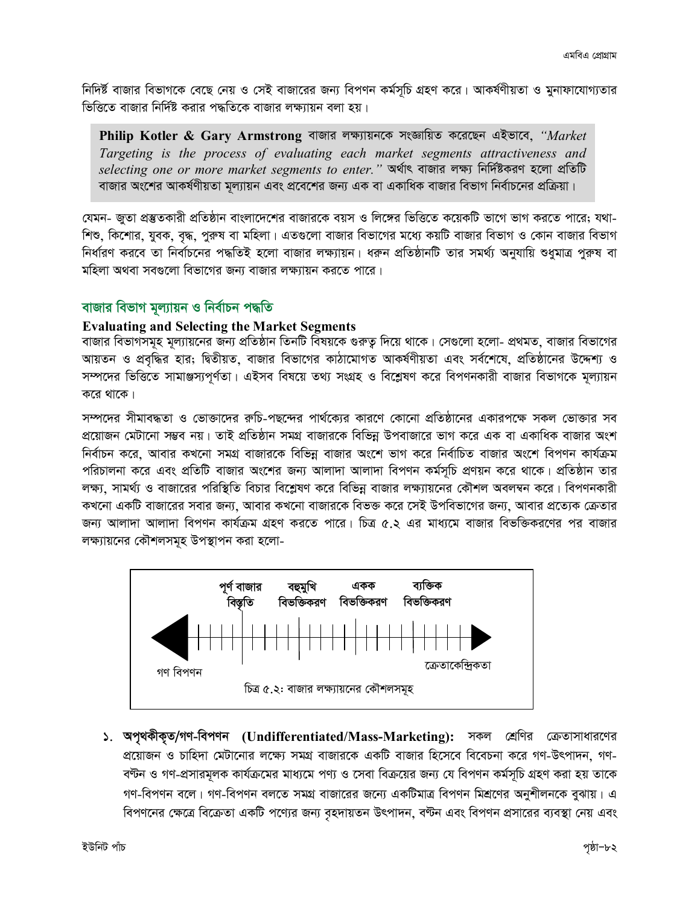নির্দিষ্ট বাজার বিভাগকে বেছে নেয় ও সেই বাজারের জন্য বিপণন কর্মসূচি গ্রহণ করে। আকর্ষণীয়তা ও মুনাফাযোগ্যতার ভিত্তিতে বাজার নির্দিষ্ট করার পদ্ধতিকে বাজার লক্ষ্যায়ন বলা হয়।

> **Philip Kotler & Gary Armstrong** বাজার লক্ষ্যায়নকে সংজ্ঞায়িত করেছেন এইভাবে, *"Market Targeting is the process of evaluating each market segments attractiveness and selecting one or more market segments to enter."* অর্থাৎ বাজার লক্ষ্য নির্দিষ্টকরণ হলো প্রতিটি বাজার অংশের আকর্ষণীয়তা মূল্যায়ন এবং প্রবেশের জন্য এক বা একাধিক বাজার বিভাগ নির্বাচনের প্রক্রিয়া।

যেমন- জুতা প্রস্তুতকারী প্রতিষ্ঠান বাংলাদেশের বাজারকে বয়স ও লিঙ্গের ভিত্তিতে কয়েকটি ভাগে ভাগ করতে পারে; যথা- শিশু, কিশোর, যুবক, বৃদ্ধ, পুরুষ বা মহিলা। এতগুলো বাজার বিভাগের মধ্যে কয়টি বাজার বিভাগ ও কোন বাজার বিভাগ নির্ধারণ করবে তা নির্বাচনের পদ্ধতিই হলো বাজার লক্ষ্যায়ন। ধরুন প্রতিষ্ঠানটি তার সমর্থ্য অনুযায়ি শুধুমাত্র পুরুষ বা মহিলা অথবা সবগুলো বিভাগের জন্য বাজার লক্ষ্যায়ন করতে পারে।

## বাজার বিভাগ মূল্যায়ন ও নির্বাচন পদ্ধতি

### Evaluating and Selecting the Market Segments

বাজার বিভাগসমূহ মূল্যায়নের জন্য প্রতিষ্ঠান তিনটি বিষয়কে গুরুত্ব দিয়ে থাকে। সেগুলো হলো- প্রথমত, বাজার বিভাগের আয়তন ও প্রবৃদ্ধির হার; দ্বিতীয়ত, বাজার বিভাগের কাঠামোগত আকর্ষণীয়তা এবং সর্বশেষে, প্রতিষ্ঠানের উদ্দেশ্য ও সম্পদের ভিত্তিতে সামাঞ্জস্যপূর্ণতা। এইসব বিষয়ে তথ্য সংগ্রহ ও বিশ্লেষণ করে বিপণনকারী বাজার বিভাগকে মূল্যায়ন করে থাকে।

সম্পদের সীমাবদ্ধতা ও ভোক্তাদের রুচি-পছন্দের পার্থক্যের কারণে কোনো প্রতিষ্ঠানের একারপক্ষে সকল ভোক্তার সব প্রয়োজন মেটানো সম্ভব নয়। তাই প্রতিষ্ঠান সমগ্র বাজারকে বিভিন্ন উপবাজারে ভাগ করে এক বা একাধিক বাজার অংশ নির্বাচন করে, আবার কখনো সমগ্র বাজারকে বিভিন্ন বাজার অংশে ভাগ করে নির্বাচিত বাজার অংশে বিপণন কার্যক্রম পরিচালনা করে এবং প্রতিটি বাজার অংশের জন্য আলাদা আলাদা বিপণন কর্মসূচি প্রণয়ন করে থাকে। প্রতিষ্ঠান তার লক্ষ্য, সামর্থ্য ও বাজারের পরিস্থিতি বিচার বিশ্লেষণ করে বিভিন্ন বাজার লক্ষ্যায়নের কৌশল অবলম্বন করে। বিপণনকারী কখনো একটি বাজারের সবার জন্য, আবার কখনো বাজারকে বিভক্ত করে সেই উপবিভাগের জন্য, আবার প্রত্যেক ক্রেতার জন্য আলাদা আলাদা বিপণন কার্যক্রম গ্রহণ করতে পারে। চিত্র ৫.২ এর মাধ্যমে বাজার বিভক্তিকরণের পর বাজার লক্ষ্যায়নের কৌশলসমূহ উপস্থাপন করা হলো-

পূর্ণ বাজার বিস্তৃতি | বহুমুখি বিভক্তিকরণ | একক বিভক্তিকরণ | ব্যক্তিক বিভক্তিকরণ

গণ বিপণন ←→ ক্রেতাকেন্দ্রিকতা

চিত্র ৫.২: বাজার লক্ষ্যায়নের কৌশলসমূহ

১. **অপৃথকীকৃত/গণ-বিপণন (Undifferentiated/Mass-Marketing):** সকল শ্রেণির ক্রেতাসাধারণের প্রয়োজন ও চাহিদা মেটানোর লক্ষ্যে সমগ্র বাজারকে একটি বাজার হিসেবে বিবেচনা করে গণ-উৎপাদন, গণ-বণ্টন ও গণ-প্রসারমূলক কার্যক্রমের মাধ্যমে পণ্য ও সেবা বিক্রয়ের জন্য যে বিপণন কর্মসূচি গ্রহণ করা হয় তাকে গণ-বিপণন বলে। গণ-বিপণন বলতে সমগ্র বাজারের জন্যে একটিমাত্র বিপণন মিশ্রণের অনুশীলনকে বুঝায়। এ বিপণনের ক্ষেত্রে বিক্রেতা একটি পণ্যের জন্য বৃহদায়তন উৎপাদন, বণ্টন এবং বিপণন প্রসারের ব্যবস্থা নেয় এবং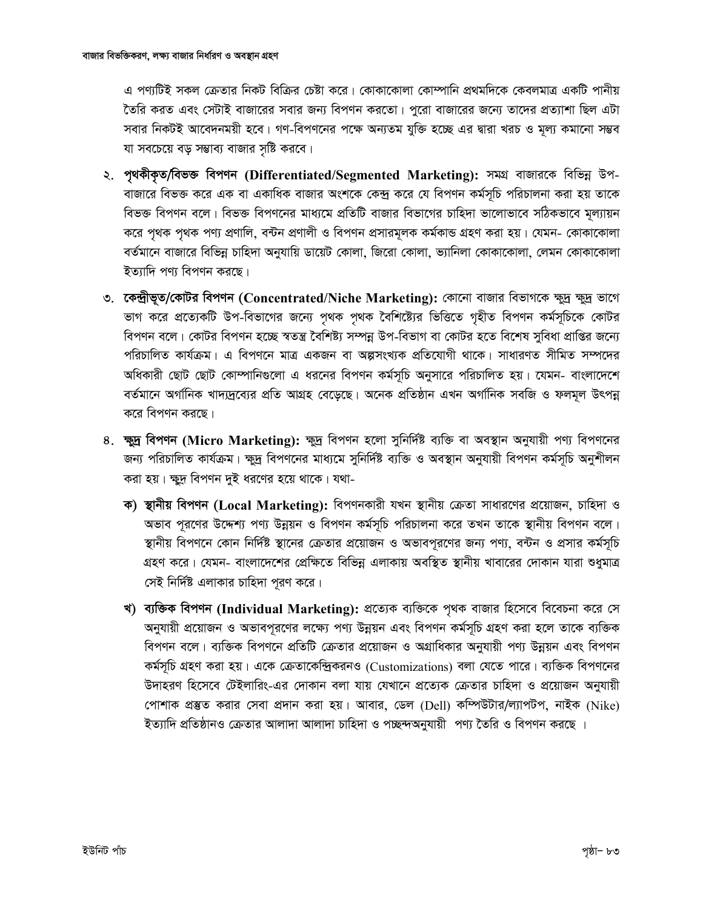এ পণ্যটিই সকল ক্রেতার নিকট বিক্রির চেষ্টা করে। কোকাকোলা কোম্পানি প্রথমদিকে কেবলমাত্র একটি পানীয় তৈরি করত এবং সেটাই বাজারের সবার জন্য বিপণন করতো। পুরো বাজারের জন্যে তাদের প্রত্যাশা ছিল এটা সবার নিকটই আবেদনময়ী হবে। গণ-বিপণনের পক্ষে অন্যতম যুক্তি হচ্ছে এর দ্বারা খরচ ও মূল্য কমানো সম্ভব যা সবচেয়ে বড় সম্ভাব্য বাজার সৃষ্টি করবে।

২. **পৃথকীকৃত/বিভক্ত বিপণন (Differentiated/Segmented Marketing):** সমগ্র বাজারকে বিভিন্ন উপ-বাজারে বিভক্ত করে এক বা একাধিক বাজার অংশকে কেন্দ্র করে যে বিপণন কর্মসূচি পরিচালনা করা হয় তাকে বিভক্ত বিপণন বলে। বিভক্ত বিপণনের মাধ্যমে প্রতিটি বাজার বিভাগের চাহিদা ভালোভাবে সঠিকভাবে মূল্যায়ন করে পৃথক পৃথক পণ্য প্রণালি, বন্টন প্রণালী ও বিপণন প্রসারমূলক কর্মকান্ড গ্রহণ করা হয়। যেমন- কোকাকোলা বর্তমানে বাজারে বিভিন্ন চাহিদা অনুযায়ি ডায়েট কোলা, জিরো কোলা, ভ্যানিলা কোকাকোলা, লেমন কোকাকোলা ইত্যাদি পণ্য বিপণন করছে।

৩. **কেন্দ্রীভূত/কোটর বিপণন (Concentrated/Niche Marketing):** কোনো বাজার বিভাগকে ক্ষুদ্র ক্ষুদ্র ভাগে ভাগ করে প্রত্যেকটি উপ-বিভাগের জন্যে পৃথক পৃথক বৈশিষ্ট্যের ভিত্তিতে গৃহীত বিপণন কর্মসূচিকে কোটর বিপণন বলে। কোটর বিপণন হচ্ছে স্বতন্ত্র বৈশিষ্ট্য সম্পন্ন উপ-বিভাগ বা কোটর হতে বিশেষ সুবিধা প্রাপ্তির জন্যে পরিচালিত কার্যক্রম। এ বিপণনে মাত্র একজন বা অল্পসংখ্যক প্রতিযোগী থাকে। সাধারণত সীমিত সম্পদের অধিকারী ছোট ছোট কোম্পানিগুলো এ ধরনের বিপণন কর্মসূচি অনুসারে পরিচালিত হয়। যেমন- বাংলাদেশে বর্তমানে অর্গানিক খাদ্যদ্রব্যের প্রতি আগ্রহ বেড়েছে। অনেক প্রতিষ্ঠান এখন অর্গানিক সবজি ও ফলমূল উৎপন্ন করে বিপণন করছে।

৪. **ক্ষুদ্র বিপণন (Micro Marketing):** ক্ষুদ্র বিপণন হলো সুনির্দিষ্ট ব্যক্তি বা অবস্থান অনুযায়ী পণ্য বিপণনের জন্য পরিচালিত কার্যক্রম। ক্ষুদ্র বিপণনের মাধ্যমে সুনির্দিষ্ট ব্যক্তি ও অবস্থান অনুযায়ী বিপণন কর্মসূচি অনুশীলন করা হয়। ক্ষুদ বিপণন দুই ধরণের হয়ে থাকে। যথা-

   **ক) স্থানীয় বিপণন (Local Marketing):** বিপণনকারী যখন স্থানীয় ক্রেতা সাধারণের প্রয়োজন, চাহিদা ও অভাব পূরণের উদ্দেশ্য পণ্য উন্নয়ন ও বিপণন কর্মসূচি পরিচালনা করে তখন তাকে স্থানীয় বিপণন বলে। স্থানীয় বিপণনে কোন নির্দিষ্ট স্থানের ক্রেতার প্রয়োজন ও অভাবপূরণের জন্য পণ্য, বন্টন ও প্রসার কর্মসূচি গ্রহণ করে। যেমন- বাংলাদেশের প্রেক্ষিতে বিভিন্ন এলাকায় অবস্থিত স্থানীয় খাবারের দোকান যারা শুধুমাত্র সেই নির্দিষ্ট এলাকার চাহিদা পূরণ করে।

   **খ) ব্যক্তিক বিপণন (Individual Marketing):** প্রত্যেক ব্যক্তিকে পৃথক বাজার হিসেবে বিবেচনা করে সে অনুযায়ী প্রয়োজন ও অভাবপূরণের লক্ষ্যে পণ্য উন্নয়ন এবং বিপণন কর্মসূচি গ্রহণ করা হলে তাকে ব্যক্তিক বিপণন বলে। ব্যক্তিক বিপণনে প্রতিটি ক্রেতার প্রয়োজন ও অগ্রাধিকার অনুযায়ী পণ্য উন্নয়ন এবং বিপণন কর্মসূচি গ্রহণ করা হয়। একে ক্রেতাকেন্দ্রিকরনও (Customizations) বলা যেতে পারে। ব্যক্তিক বিপণনের উদাহরণ হিসেবে টেইলারিং-এর দোকান বলা যায় যেখানে প্রত্যেক ক্রেতার চাহিদা ও প্রয়োজন অনুযায়ী পোশাক প্রস্তুত করার সেবা প্রদান করা হয়। আবার, ডেল (Dell) কম্পিউটার/ল্যাপটপ, নাইক (Nike) ইত্যাদি প্রতিষ্ঠানও ক্রেতার আলাদা আলাদা চাহিদা ও পচ্ছন্দঅনুযায়ী পণ্য তৈরি ও বিপণন করছে ।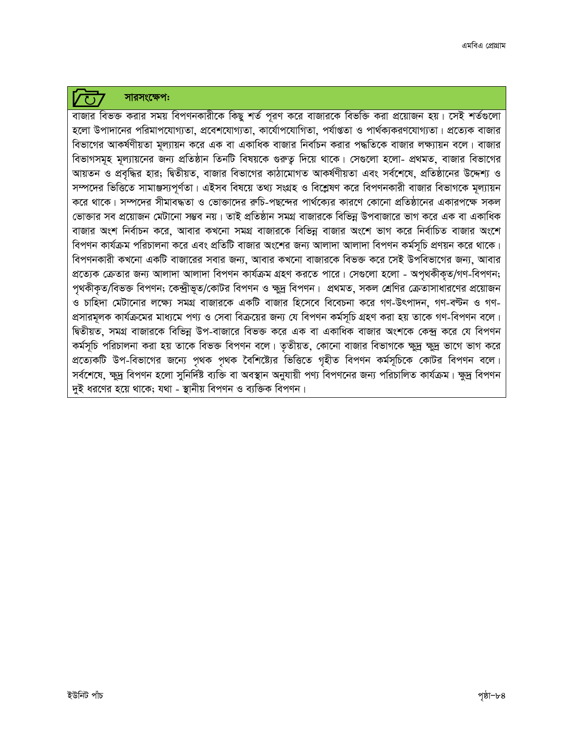## সারসংক্ষেপঃ

বাজার বিভক্ত করার সময় বিপণনকারীকে কিছু শর্ত পূরণ করে বাজারকে বিভক্তি করা প্রয়োজন হয়। সেই শর্তগুলো হলো উপাদানের পরিমাপযোগ্যতা, প্রবেশযোগ্যতা, কার্যোপযোগিতা, পর্যাপ্ততা ও পার্থক্যকরণযোগ্যতা। প্রত্যেক বাজার বিভাগের আকর্ষণীয়তা মূল্যায়ন করে এক বা একাধিক বাজার নির্বাচন করার পদ্ধতিকে বাজার লক্ষ্যায়ন বলে। বাজার বিভাগসমূহ মূল্যায়নের জন্য প্রতিষ্ঠান তিনটি বিষয়কে গুরুত্ব দিয়ে থাকে। সেগুলো হলো- প্রথমত, বাজার বিভাগের আয়তন ও প্রবৃদ্ধির হার; দ্বিতীয়ত, বাজার বিভাগের কাঠামোগত আকর্ষণীয়তা এবং সর্বশেষে, প্রতিষ্ঠানের উদ্দেশ্য ও সম্পদের ভিত্তিতে সামাঞ্জস্যপূর্ণতা। এইসব বিষয়ে তথ্য সংগ্রহ ও বিশ্লেষণ করে বিপণনকারী বাজার বিভাগকে মূল্যায়ন করে থাকে। সম্পদের সীমাবদ্ধতা ও ভোক্তাদের রুচি-পছন্দের পার্থক্যের কারণে কোনো প্রতিষ্ঠানের একারপক্ষে সকল ভোক্তার সব প্রয়োজন মেটানো সম্ভব নয়। তাই প্রতিষ্ঠান সমগ্র বাজারকে বিভিন্ন উপবাজারে ভাগ করে এক বা একাধিক বাজার অংশ নির্বাচন করে, আবার কখনো সমগ্র বাজারকে বিভিন্ন বাজার অংশে ভাগ করে নির্বাচিত বাজার অংশে বিপণন কার্যক্রম পরিচালনা করে এবং প্রতিটি বাজার অংশের জন্য আলাদা আলাদা বিপণন কর্মসূচি প্রণয়ন করে থাকে। বিপণনকারী কখনো একটি বাজারের সবার জন্য, আবার কখনো বাজারকে বিভক্ত করে সেই উপবিভাগের জন্য, আবার প্রত্যেক ক্রেতার জন্য আলাদা আলাদা বিপণন কার্যক্রম গ্রহণ করতে পারে। সেগুলো হলো - অপৃথকীকৃত/গণ-বিপণন; পৃথকীকৃত/বিভক্ত বিপণন; কেন্দ্রীভূত/কোটর বিপণন ও ক্ষুদ্র বিপণন। প্রথমত, সকল শ্রেণির ক্রেতাসাধারণের প্রয়োজন ও চাহিদা মেটানোর লক্ষ্যে সমগ্র বাজারকে একটি বাজার হিসেবে বিবেচনা করে গণ-উৎপাদন, গণ-বন্টন ও গণ-প্রসারমূলক কার্যক্রমের মাধ্যমে পণ্য ও সেবা বিক্রয়ের জন্য যে বিপণন কর্মসূচি গ্রহণ করা হয় তাকে গণ-বিপণন বলে। দ্বিতীয়ত, সমগ্র বাজারকে বিভিন্ন উপ-বাজারে বিভক্ত করে এক বা একাধিক বাজার অংশকে কেন্দ্র করে যে বিপণন কর্মসূচি পরিচালনা করা হয় তাকে বিভক্ত বিপণন বলে। তৃতীয়ত, কোনো বাজার বিভাগকে ক্ষুদ্র ক্ষুদ্র ভাগে ভাগ করে প্রত্যেকটি উপ-বিভাগের জন্যে পৃথক পৃথক বৈশিষ্ট্যের ভিত্তিতে গৃহীত বিপণন কর্মসূচিকে কোটর বিপণন বলে। সর্বশেষে, ক্ষুদ্র বিপণন হলো সুনির্দিষ্ট ব্যক্তি বা অবস্থান অনুযায়ী পণ্য বিপণনের জন্য পরিচালিত কার্যক্রম। ক্ষুদ্র বিপণন দুই ধরণের হয়ে থাকে; যথা - স্থানীয় বিপণন ও ব্যক্তিক বিপণন।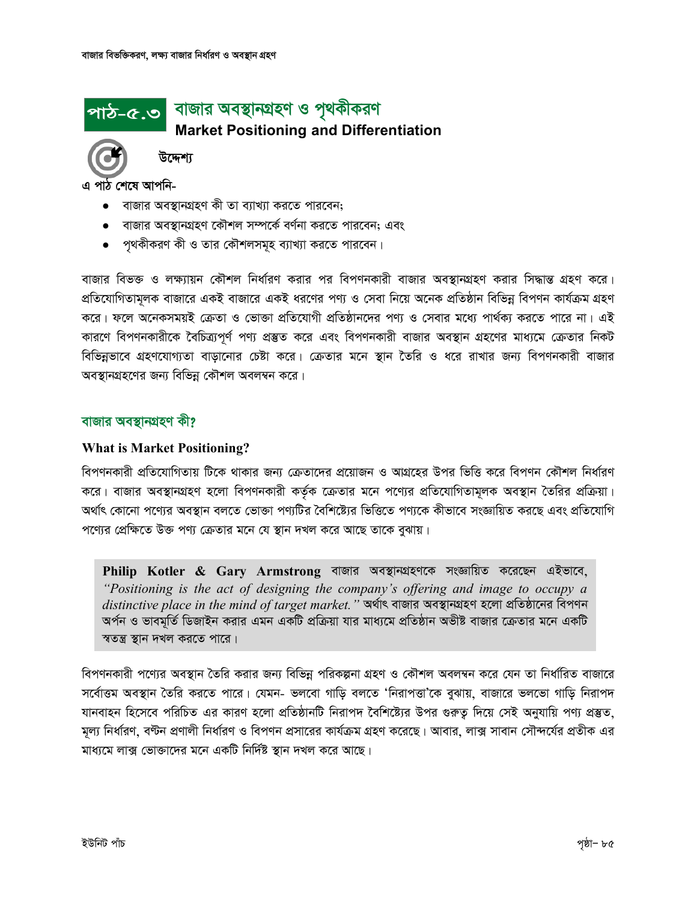## পাঠ-৫.৩ বাজার অবস্থানগ্রহণ ও পৃথকীকরণ

**Market Positioning and Differentiation**

**উদ্দেশ্য**

এ পাঠ শেষে আপনি-

- বাজার অবস্থানগ্রহণ কী তা ব্যাখ্যা করতে পারবেন;
- বাজার অবস্থানগ্রহণ কৌশল সম্পর্কে বর্ণনা করতে পারবেন; এবং
- পৃথকীকরণ কী ও তার কৌশলসমূহ ব্যাখ্যা করতে পারবেন।

বাজার বিভক্ত ও লক্ষ্যায়ন কৌশল নির্ধারণ করার পর বিপণনকারী বাজার অবস্থানগ্রহণ করার সিদ্ধান্ত গ্রহণ করে। প্রতিযোগিতামূলক বাজারে একই বাজারে একই ধরণের পণ্য ও সেবা নিয়ে অনেক প্রতিষ্ঠান বিভিন্ন বিপণন কার্যক্রম গ্রহণ করে। ফলে অনেকসময়ই ক্রেতা ও ভোক্তা প্রতিযোগী প্রতিষ্ঠানদের পণ্য ও সেবার মধ্যে পার্থক্য করতে পারে না। এই কারণে বিপণনকারীকে বৈচিত্র্যপূর্ণ পণ্য প্রস্তুত করে এবং বিপণনকারী বাজার অবস্থান গ্রহণের মাধ্যমে ক্রেতার নিকট বিভিন্নভাবে গ্রহণযোগ্যতা বাড়ানোর চেষ্টা করে। ক্রেতার মনে স্থান তৈরি ও ধরে রাখার জন্য বিপণনকারী বাজার অবস্থানগ্রহণের জন্য বিভিন্ন কৌশল অবলম্বন করে।

### বাজার অবস্থানগ্রহণ কী?

**What is Market Positioning?**

বিপণনকারী প্রতিযোগিতায় টিকে থাকার জন্য ক্রেতাদের প্রয়োজন ও আগ্রহের উপর ভিত্তি করে বিপণন কৌশল নির্ধারণ করে। বাজার অবস্থানগ্রহণ হলো বিপণনকারী কর্তৃক ক্রেতার মনে পণ্যের প্রতিযোগিতামূলক অবস্থান তৈরির প্রক্রিয়া। অর্থাৎ কোনো পণ্যের অবস্থান বলতে ভোক্তা পণ্যটির বৈশিষ্ট্যের ভিত্তিতে পণ্যকে কীভাবে সংজ্ঞায়িত করছে এবং প্রতিযোগি পণ্যের প্রেক্ষিতে উক্ত পণ্য ক্রেতার মনে যে স্থান দখল করে আছে তাকে বুঝায়।

> **Philip Kotler & Gary Armstrong** বাজার অবস্থানগ্রহণকে সংজ্ঞায়িত করেছেন এইভাবে, *"Positioning is the act of designing the company's offering and image to occupy a distinctive place in the mind of target market."* অর্থাৎ বাজার অবস্থানগ্রহণ হলো প্রতিষ্ঠানের বিপণন অর্পন ও ভাবমূর্তি ডিজাইন করার এমন একটি প্রক্রিয়া যার মাধ্যমে প্রতিষ্ঠান অভীষ্ট বাজার ক্রেতার মনে একটি স্বতন্ত্র স্থান দখল করতে পারে।

বিপণনকারী পণ্যের অবস্থান তৈরি করার জন্য বিভিন্ন পরিকল্পনা গ্রহণ ও কৌশল অবলম্বন করে যেন তা নির্ধারিত বাজারে সর্বোত্তম অবস্থান তৈরি করতে পারে। যেমন- ভলবো গাড়ি বলতে 'নিরাপত্তা'কে বুঝায়, বাজারে ভলভো গাড়ি নিরাপদ যানবাহন হিসেবে পরিচিত এর কারণ হলো প্রতিষ্ঠানটি নিরাপদ বৈশিষ্ট্যের উপর গুরুত্ব দিয়ে সেই অনুযায়ি পণ্য প্রস্তুত, মূল্য নির্ধারণ, বণ্টন প্রণালী নির্ধারণ ও বিপণন প্রসারের কার্যক্রম গ্রহণ করেছে। আবার, লাক্স সাবান সৌন্দর্যের প্রতীক এর মাধ্যমে লাক্স ভোক্তাদের মনে একটি নির্দিষ্ট স্থান দখল করে আছে।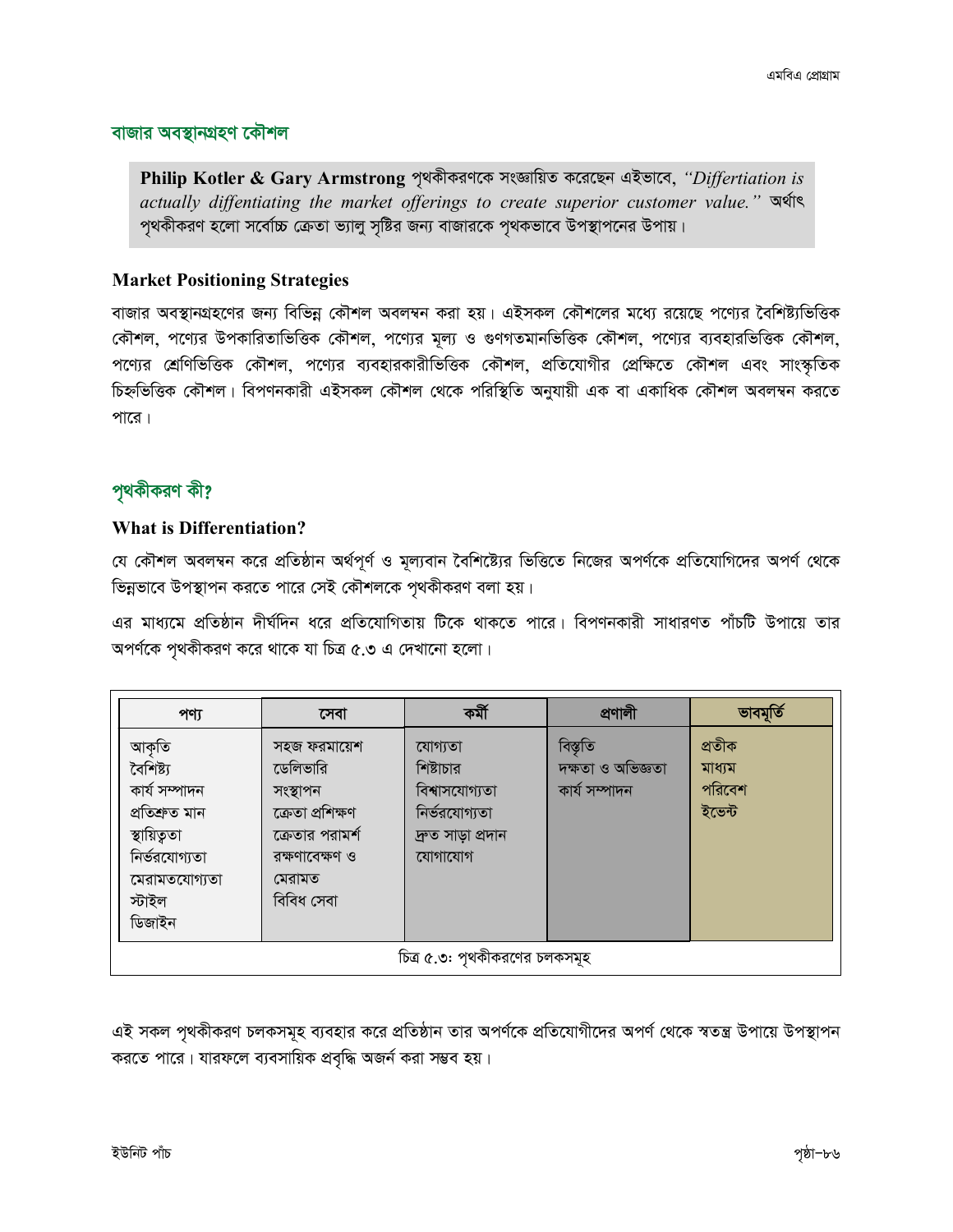## বাজার অবস্থানগ্রহণ কৌশল

> **Philip Kotler & Gary Armstrong** পৃথকীকরণকে সংজ্ঞায়িত করেছেন এইভাবে, *"Differtiation is actually diffentiating the market offerings to create superior customer value."* অর্থাৎ পৃথকীকরণ হলো সর্বোচ্চ ক্রেতা ভ্যালু সৃষ্টির জন্য বাজারকে পৃথকভাবে উপস্থাপনের উপায়।

### Market Positioning Strategies

বাজার অবস্থানগ্রহণের জন্য বিভিন্ন কৌশল অবলম্বন করা হয়। এইসকল কৌশলের মধ্যে রয়েছে পণ্যের বৈশিষ্ট্যভিত্তিক কৌশল, পণ্যের উপকারিতাভিত্তিক কৌশল, পণ্যের মূল্য ও গুণগতমানভিত্তিক কৌশল, পণ্যের ব্যবহারভিত্তিক কৌশল, পণ্যের শ্রেণিভিত্তিক কৌশল, পণ্যের ব্যবহারকারীভিত্তিক কৌশল, প্রতিযোগীর প্রেক্ষিতে কৌশল এবং সাংস্কৃতিক চিহ্নভিত্তিক কৌশল। বিপণনকারী এইসকল কৌশল থেকে পরিস্থিতি অনুযায়ী এক বা একাধিক কৌশল অবলম্বন করতে পারে।

## পৃথকীকরণ কী?

### What is Differentiation?

যে কৌশল অবলম্বন করে প্রতিষ্ঠান অর্থপূর্ণ ও মূল্যবান বৈশিষ্ট্যের ভিত্তিতে নিজের অপর্ণকে প্রতিযোগিদের অপর্ণ থেকে ভিন্নভাবে উপস্থাপন করতে পারে সেই কৌশলকে পৃথকীকরণ বলা হয়।

এর মাধ্যমে প্রতিষ্ঠান দীর্ঘদিন ধরে প্রতিযোগিতায় টিকে থাকতে পারে। বিপণনকারী সাধারণত পাঁচটি উপায়ে তার অপর্ণকে পৃথকীকরণ করে থাকে যা চিত্র ৫.৩ এ দেখানো হলো।

| পণ্য | সেবা | কর্মী | প্রণালী | ভাবমূর্তি |
|---|---|---|---|---|
| আকৃতি<br>বৈশিষ্ট্য<br>কার্য সম্পাদন<br>প্রতিশ্রুত মান<br>স্থায়িত্বতা<br>নির্ভরযোগ্যতা<br>মেরামতযোগ্যতা<br>স্টাইল<br>ডিজাইন | সহজ ফরমায়েশ<br>ডেলিভারি<br>সংস্থাপন<br>ক্রেতা প্রশিক্ষণ<br>ক্রেতার পরামর্শ<br>রক্ষণাবেক্ষণ ও মেরামত<br>বিবিধ সেবা | যোগ্যতা<br>শিষ্টাচার<br>বিশ্বাসযোগ্যতা<br>নির্ভরযোগ্যতা<br>দ্রুত সাড়া প্রদান<br>যোগাযোগ | বিস্তৃতি<br>দক্ষতা ও অভিজ্ঞতা<br>কার্য সম্পাদন | প্রতীক<br>মাধ্যম<br>পরিবেশ<br>ইভেন্ট |

চিত্র ৫.৩: পৃথকীকরণের চলকসমূহ

এই সকল পৃথকীকরণ চলকসমূহ ব্যবহার করে প্রতিষ্ঠান তার অপর্ণকে প্রতিযোগীদের অপর্ণ থেকে স্বতন্ত্র উপায়ে উপস্থাপন করতে পারে। যারফলে ব্যবসায়িক প্রবৃদ্ধি অর্জন করা সম্ভব হয়।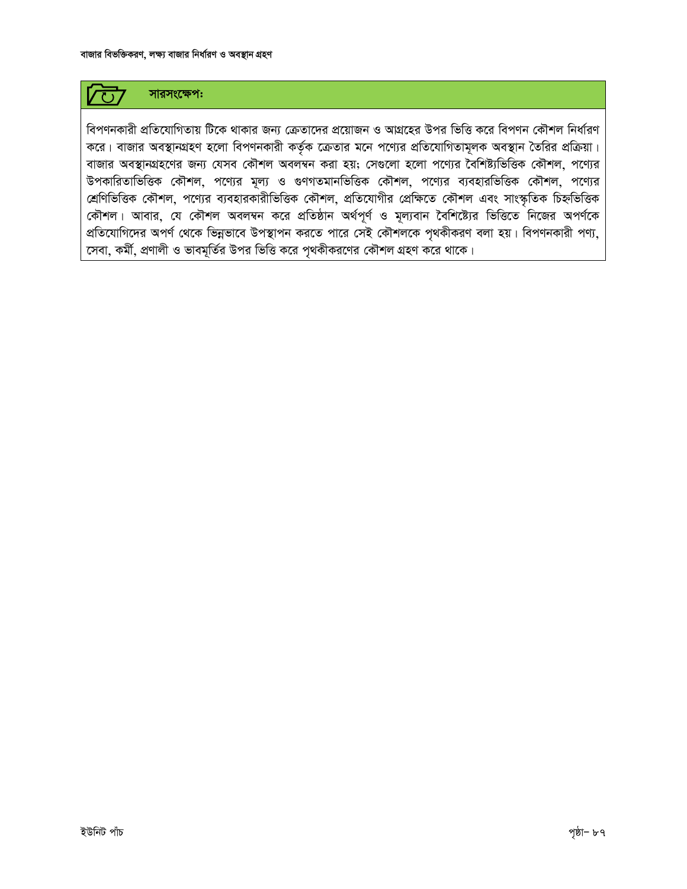## সারসংক্ষেপঃ

বিপণনকারী প্রতিযোগিতায় টিকে থাকার জন্য ক্রেতাদের প্রয়োজন ও আগ্রহের উপর ভিত্তি করে বিপণন কৌশল নির্ধারণ করে। বাজার অবস্থানগ্রহণ হলো বিপণনকারী কর্তৃক ক্রেতার মনে পণ্যের প্রতিযোগিতামূলক অবস্থান তৈরির প্রক্রিয়া। বাজার অবস্থানগ্রহণের জন্য যেসব কৌশল অবলম্বন করা হয়; সেগুলো হলো পণ্যের বৈশিষ্ট্যভিত্তিক কৌশল, পণ্যের উপকারিতাভিত্তিক কৌশল, পণ্যের মূল্য ও গুণগতমানভিত্তিক কৌশল, পণ্যের ব্যবহারভিত্তিক কৌশল, পণ্যের শ্রেণিভিত্তিক কৌশল, পণ্যের ব্যবহারকারীভিত্তিক কৌশল, প্রতিযোগীর প্রেক্ষিতে কৌশল এবং সাংস্কৃতিক চিহ্নভিত্তিক কৌশল। আবার, যে কৌশল অবলম্বন করে প্রতিষ্ঠান অর্থপূর্ণ ও মূল্যবান বৈশিষ্ট্যের ভিত্তিতে নিজের অপর্ণকে প্রতিযোগিদের অপর্ণ থেকে ভিন্নভাবে উপস্থাপন করতে পারে সেই কৌশলকে পৃথকীকরণ বলা হয়। বিপণনকারী পণ্য, সেবা, কর্মী, প্রণালী ও ভাবমূর্তির উপর ভিত্তি করে পৃথকীকরণের কৌশল গ্রহণ করে থাকে।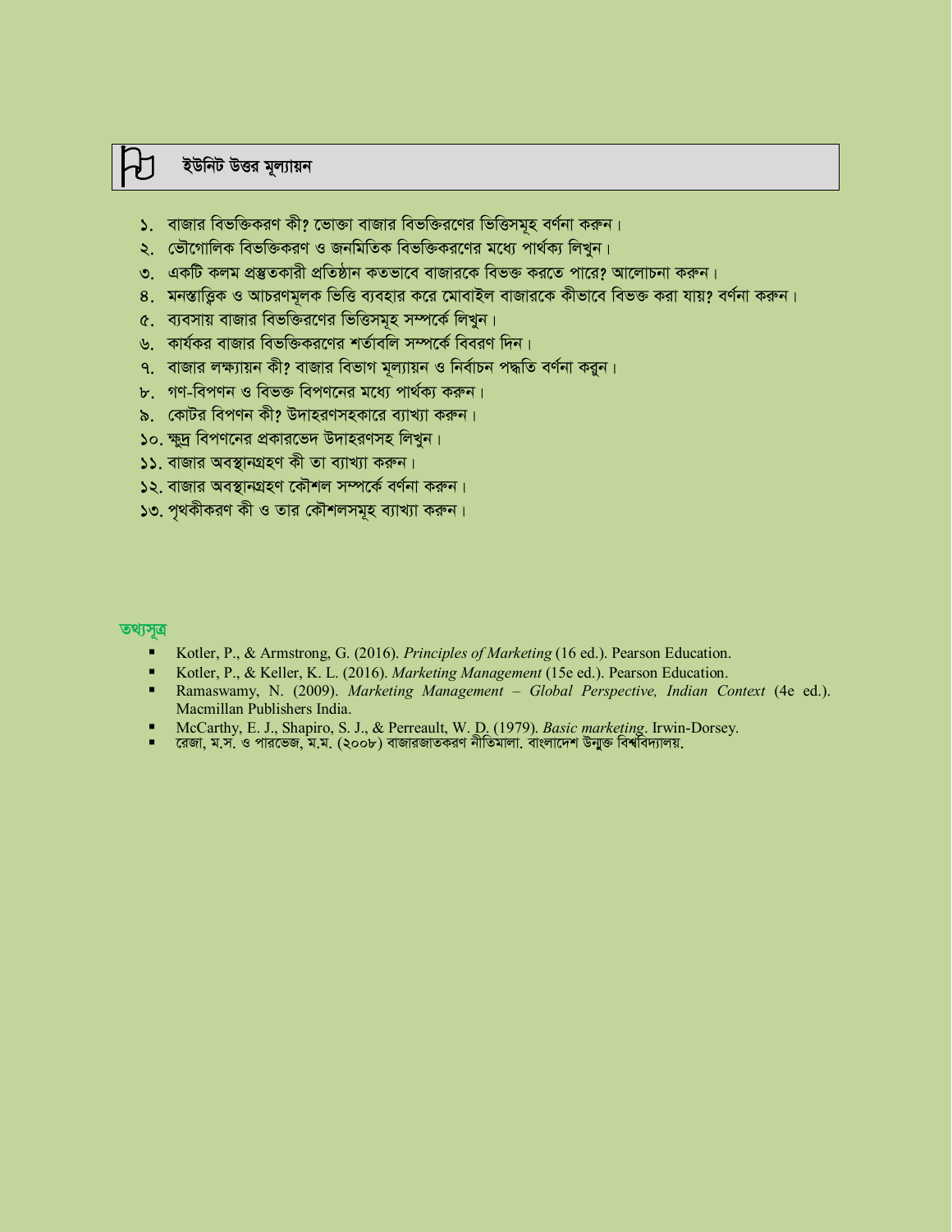## ইউনিট উত্তর মূল্যায়ন

১. বাজার বিভক্তিকরণ কী? ভোক্তা বাজার বিভক্তিরণের ভিত্তিসমূহ বর্ণনা করুন।
২. ভৌগোলিক বিভক্তিকরণ ও জনমিতিক বিভক্তিকরণের মধ্যে পার্থক্য লিখুন।
৩. একটি কলম প্রস্তুতকারী প্রতিষ্ঠান কতভাবে বাজারকে বিভক্ত করতে পারে? আলোচনা করুন।
৪. মনস্তাত্ত্বিক ও আচরণমূলক ভিত্তি ব্যবহার করে মোবাইল বাজারকে কীভাবে বিভক্ত করা যায়? বর্ণনা করুন।
৫. ব্যবসায় বাজার বিভক্তিরণের ভিত্তিসমূহ সম্পর্কে লিখুন।
৬. কার্যকর বাজার বিভক্তিকরণের শর্তাবলি সম্পর্কে বিবরণ দিন।
৭. বাজার লক্ষ্যায়ন কী? বাজার বিভাগ মূল্যায়ন ও নির্বাচন পদ্ধতি বর্ণনা করুন।
৮. গণ-বিপণন ও বিভক্ত বিপণনের মধ্যে পার্থক্য করুন।
৯. কোটর বিপণন কী? উদাহরণসহকারে ব্যাখ্যা করুন।
১০. ক্ষুদ্র বিপণনের প্রকারভেদ উদাহরণসহ লিখুন।
১১. বাজার অবস্থানগ্রহণ কী তা ব্যাখ্যা করুন।
১২. বাজার অবস্থানগ্রহণ কৌশল সম্পর্কে বর্ণনা করুন।
১৩. পৃথকীকরণ কী ও তার কৌশলসমূহ ব্যাখ্যা করুন।

### তথ্যসূত্র

- Kotler, P., & Armstrong, G. (2016). *Principles of Marketing* (16 ed.). Pearson Education.
- Kotler, P., & Keller, K. L. (2016). *Marketing Management* (15e ed.). Pearson Education.
- Ramaswamy, N. (2009). *Marketing Management – Global Perspective, Indian Context* (4e ed.). Macmillan Publishers India.
- McCarthy, E. J., Shapiro, S. J., & Perreault, W. D. (1979). *Basic marketing*. Irwin-Dorsey.
- রেজা, ম.স. ও পারভেজ, ম.ম. (২০০৮) বাজারজাতকরণ নীতিমালা. বাংলাদেশ উন্মুক্ত বিশ্ববিদ্যালয়.